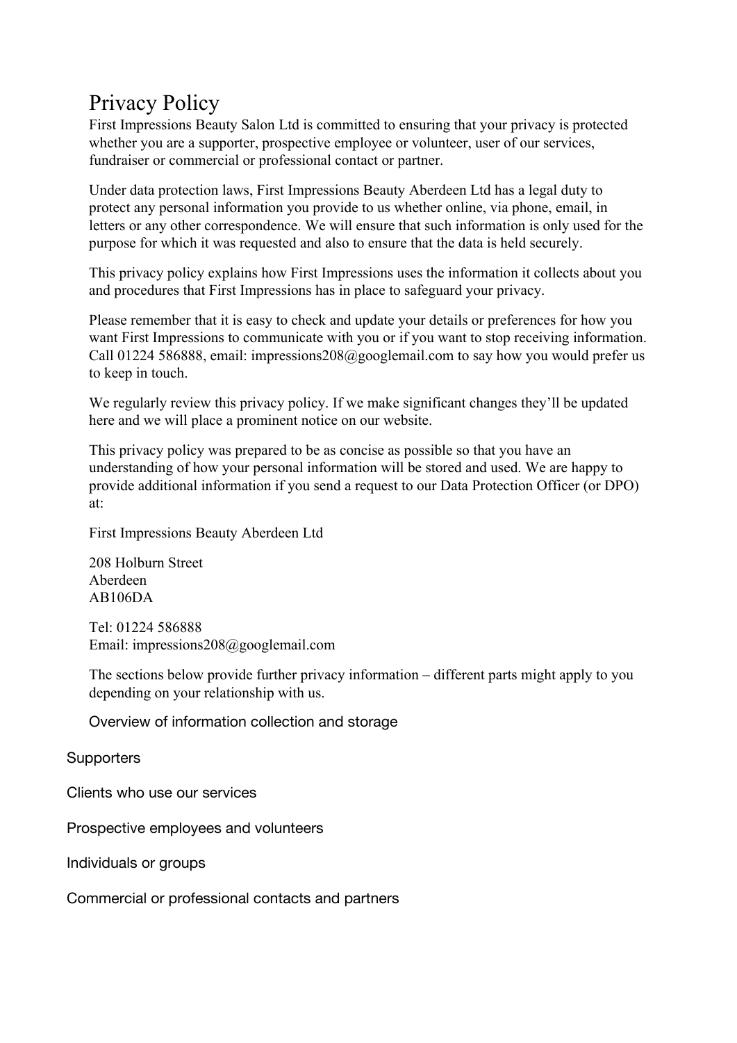# Privacy Policy

First Impressions Beauty Salon Ltd is committed to ensuring that your privacy is protected whether you are a supporter, prospective employee or volunteer, user of our services, fundraiser or commercial or professional contact or partner.

Under data protection laws, First Impressions Beauty Aberdeen Ltd has a legal duty to protect any personal information you provide to us whether online, via phone, email, in letters or any other correspondence. We will ensure that such information is only used for the purpose for which it was requested and also to ensure that the data is held securely.

This privacy policy explains how First Impressions uses the information it collects about you and procedures that First Impressions has in place to safeguard your privacy.

Please remember that it is easy to check and update your details or preferences for how you want First Impressions to communicate with you or if you want to stop receiving information. Call 01224 586888, email: impressions208@googlemail.com to say how you would prefer us to keep in touch.

We regularly review this privacy policy. If we make significant changes they'll be updated here and we will place a prominent notice on our website.

This privacy policy was prepared to be as concise as possible so that you have an understanding of how your personal information will be stored and used. We are happy to provide additional information if you send a request to our Data Protection Officer (or DPO) at:

First Impressions Beauty Aberdeen Ltd

208 Holburn Street
Aberdeen
AB106DA

Tel: 01224 586888
Email: impressions208@googlemail.com

The sections below provide further privacy information – different parts might apply to you depending on your relationship with us.

Overview of information collection and storage

Supporters

Clients who use our services

Prospective employees and volunteers

Individuals or groups

Commercial or professional contacts and partners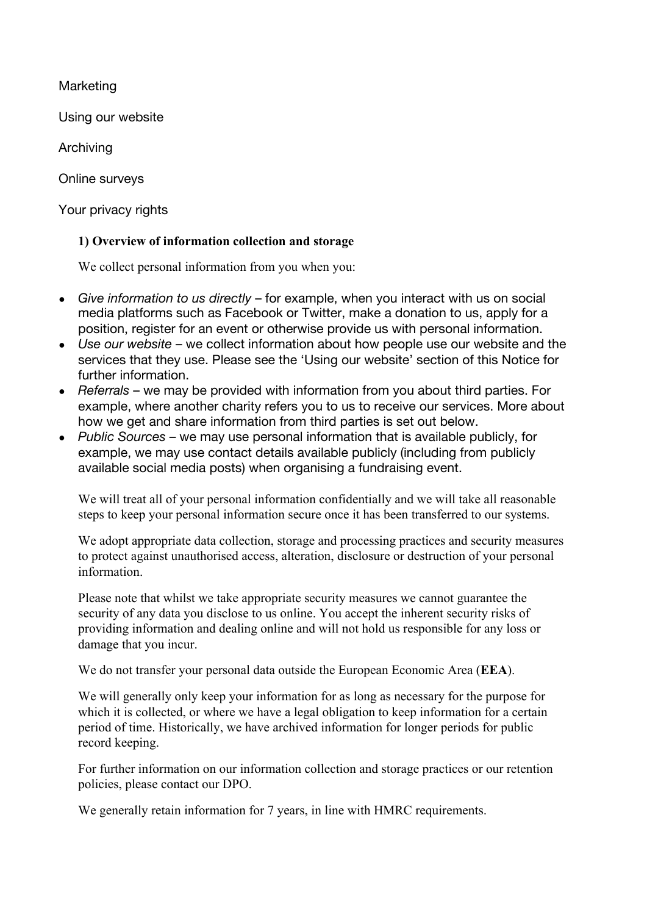Marketing

Using our website

Archiving

Online surveys

Your privacy rights

### 1) Overview of information collection and storage

We collect personal information from you when you:

- *Give information to us directly* – for example, when you interact with us on social media platforms such as Facebook or Twitter, make a donation to us, apply for a position, register for an event or otherwise provide us with personal information.
- *Use our website* – we collect information about how people use our website and the services that they use. Please see the 'Using our website' section of this Notice for further information.
- *Referrals* – we may be provided with information from you about third parties. For example, where another charity refers you to us to receive our services. More about how we get and share information from third parties is set out below.
- *Public Sources* – we may use personal information that is available publicly, for example, we may use contact details available publicly (including from publicly available social media posts) when organising a fundraising event.

We will treat all of your personal information confidentially and we will take all reasonable steps to keep your personal information secure once it has been transferred to our systems.

We adopt appropriate data collection, storage and processing practices and security measures to protect against unauthorised access, alteration, disclosure or destruction of your personal information.

Please note that whilst we take appropriate security measures we cannot guarantee the security of any data you disclose to us online. You accept the inherent security risks of providing information and dealing online and will not hold us responsible for any loss or damage that you incur.

We do not transfer your personal data outside the European Economic Area (**EEA**).

We will generally only keep your information for as long as necessary for the purpose for which it is collected, or where we have a legal obligation to keep information for a certain period of time. Historically, we have archived information for longer periods for public record keeping.

For further information on our information collection and storage practices or our retention policies, please contact our DPO.

We generally retain information for 7 years, in line with HMRC requirements.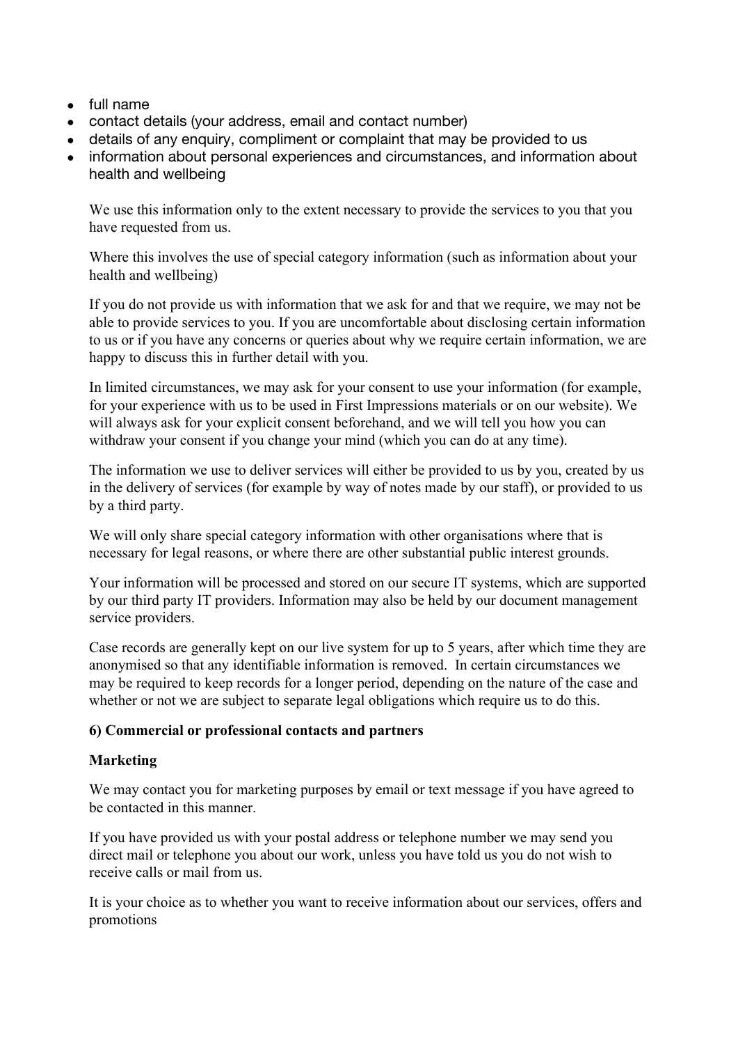- full name
- contact details (your address, email and contact number)
- details of any enquiry, compliment or complaint that may be provided to us
- information about personal experiences and circumstances, and information about health and wellbeing

We use this information only to the extent necessary to provide the services to you that you have requested from us.

Where this involves the use of special category information (such as information about your health and wellbeing)

If you do not provide us with information that we ask for and that we require, we may not be able to provide services to you. If you are uncomfortable about disclosing certain information to us or if you have any concerns or queries about why we require certain information, we are happy to discuss this in further detail with you.

In limited circumstances, we may ask for your consent to use your information (for example, for your experience with us to be used in First Impressions materials or on our website). We will always ask for your explicit consent beforehand, and we will tell you how you can withdraw your consent if you change your mind (which you can do at any time).

The information we use to deliver services will either be provided to us by you, created by us in the delivery of services (for example by way of notes made by our staff), or provided to us by a third party.

We will only share special category information with other organisations where that is necessary for legal reasons, or where there are other substantial public interest grounds.

Your information will be processed and stored on our secure IT systems, which are supported by our third party IT providers. Information may also be held by our document management service providers.

Case records are generally kept on our live system for up to 5 years, after which time they are anonymised so that any identifiable information is removed. In certain circumstances we may be required to keep records for a longer period, depending on the nature of the case and whether or not we are subject to separate legal obligations which require us to do this.

**6) Commercial or professional contacts and partners**

**Marketing**

We may contact you for marketing purposes by email or text message if you have agreed to be contacted in this manner.

If you have provided us with your postal address or telephone number we may send you direct mail or telephone you about our work, unless you have told us you do not wish to receive calls or mail from us.

It is your choice as to whether you want to receive information about our services, offers and promotions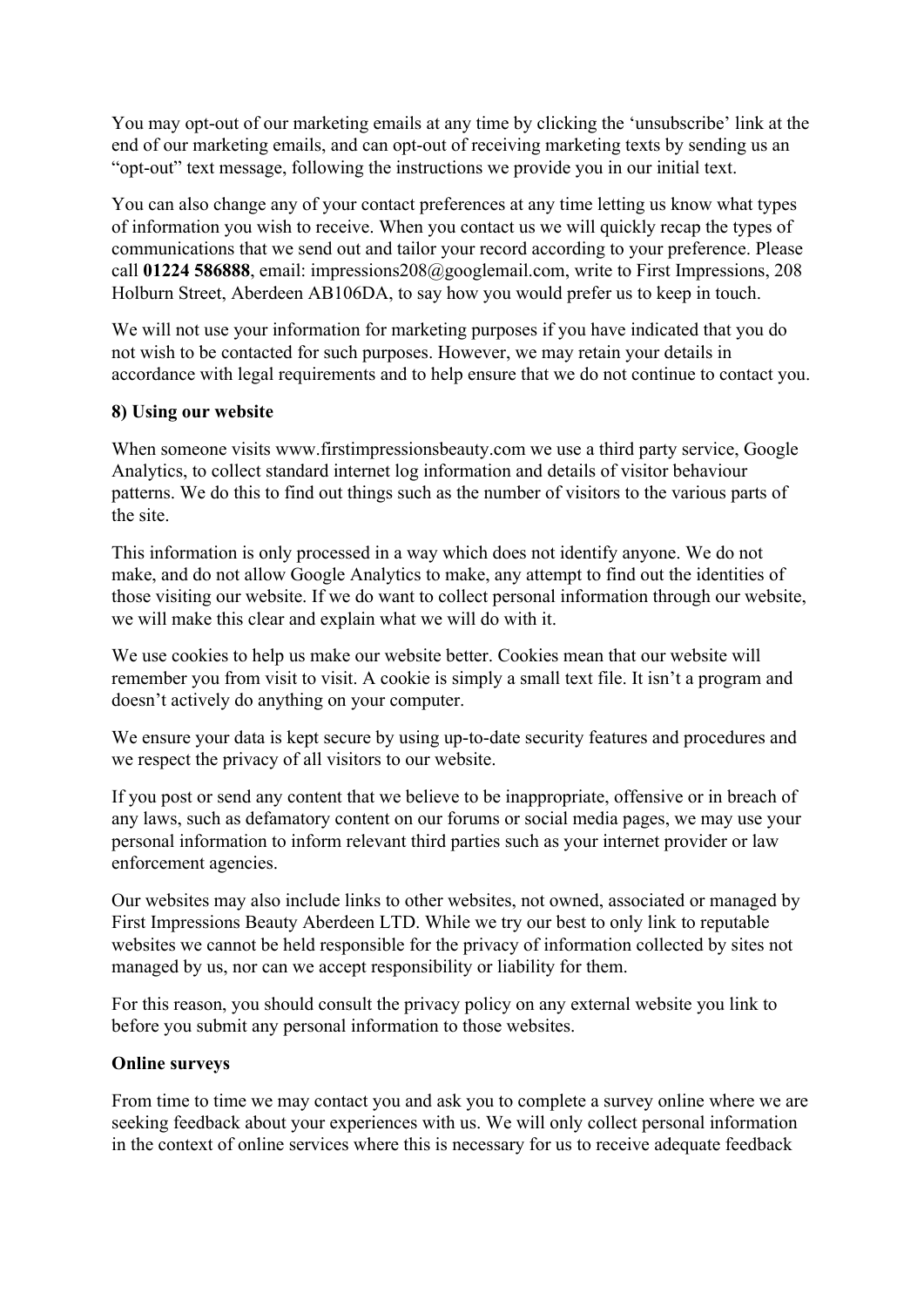You may opt-out of our marketing emails at any time by clicking the 'unsubscribe' link at the end of our marketing emails, and can opt-out of receiving marketing texts by sending us an "opt-out" text message, following the instructions we provide you in our initial text.

You can also change any of your contact preferences at any time letting us know what types of information you wish to receive. When you contact us we will quickly recap the types of communications that we send out and tailor your record according to your preference. Please call **01224 586888**, email: impressions208@googlemail.com, write to First Impressions, 208 Holburn Street, Aberdeen AB106DA, to say how you would prefer us to keep in touch.

We will not use your information for marketing purposes if you have indicated that you do not wish to be contacted for such purposes. However, we may retain your details in accordance with legal requirements and to help ensure that we do not continue to contact you.

**8) Using our website**

When someone visits www.firstimpressionsbeauty.com we use a third party service, Google Analytics, to collect standard internet log information and details of visitor behaviour patterns. We do this to find out things such as the number of visitors to the various parts of the site.

This information is only processed in a way which does not identify anyone. We do not make, and do not allow Google Analytics to make, any attempt to find out the identities of those visiting our website. If we do want to collect personal information through our website, we will make this clear and explain what we will do with it.

We use cookies to help us make our website better. Cookies mean that our website will remember you from visit to visit. A cookie is simply a small text file. It isn't a program and doesn't actively do anything on your computer.

We ensure your data is kept secure by using up-to-date security features and procedures and we respect the privacy of all visitors to our website.

If you post or send any content that we believe to be inappropriate, offensive or in breach of any laws, such as defamatory content on our forums or social media pages, we may use your personal information to inform relevant third parties such as your internet provider or law enforcement agencies.

Our websites may also include links to other websites, not owned, associated or managed by First Impressions Beauty Aberdeen LTD. While we try our best to only link to reputable websites we cannot be held responsible for the privacy of information collected by sites not managed by us, nor can we accept responsibility or liability for them.

For this reason, you should consult the privacy policy on any external website you link to before you submit any personal information to those websites.

**Online surveys**

From time to time we may contact you and ask you to complete a survey online where we are seeking feedback about your experiences with us. We will only collect personal information in the context of online services where this is necessary for us to receive adequate feedback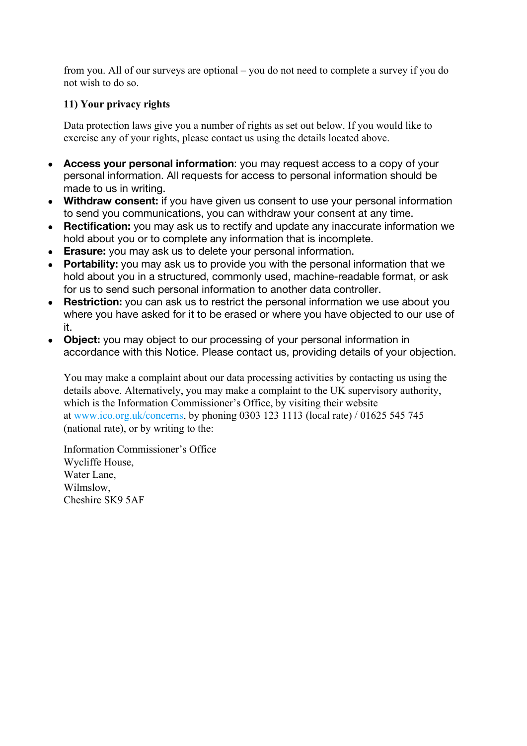from you. All of our surveys are optional – you do not need to complete a survey if you do not wish to do so.

**11) Your privacy rights**

Data protection laws give you a number of rights as set out below. If you would like to exercise any of your rights, please contact us using the details located above.

- **Access your personal information**: you may request access to a copy of your personal information. All requests for access to personal information should be made to us in writing.
- **Withdraw consent:** if you have given us consent to use your personal information to send you communications, you can withdraw your consent at any time.
- **Rectification:** you may ask us to rectify and update any inaccurate information we hold about you or to complete any information that is incomplete.
- **Erasure:** you may ask us to delete your personal information.
- **Portability:** you may ask us to provide you with the personal information that we hold about you in a structured, commonly used, machine-readable format, or ask for us to send such personal information to another data controller.
- **Restriction:** you can ask us to restrict the personal information we use about you where you have asked for it to be erased or where you have objected to our use of it.
- **Object:** you may object to our processing of your personal information in accordance with this Notice. Please contact us, providing details of your objection.

You may make a complaint about our data processing activities by contacting us using the details above. Alternatively, you may make a complaint to the UK supervisory authority, which is the Information Commissioner's Office, by visiting their website at www.ico.org.uk/concerns, by phoning 0303 123 1113 (local rate) / 01625 545 745 (national rate), or by writing to the:

Information Commissioner's Office
Wycliffe House,
Water Lane,
Wilmslow,
Cheshire SK9 5AF